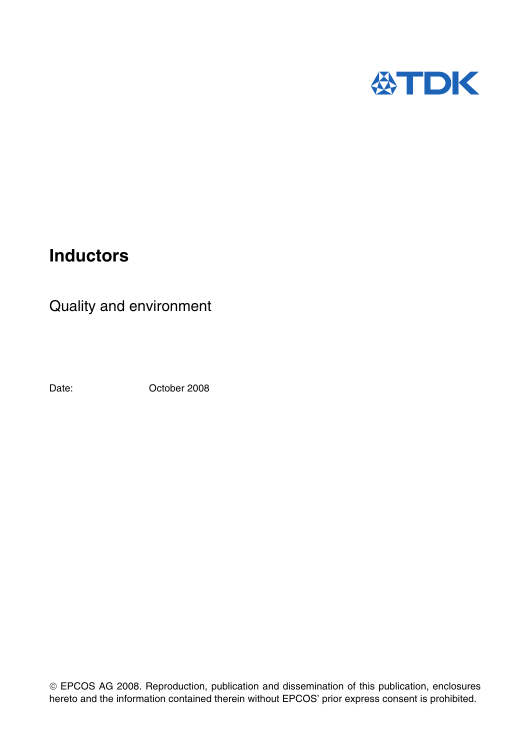# Inductors

## Quality and environment

Date: October 2008

© EPCOS AG 2008. Reproduction, publication and dissemination of this publication, enclosures hereto and the information contained therein without EPCOS' prior express consent is prohibited.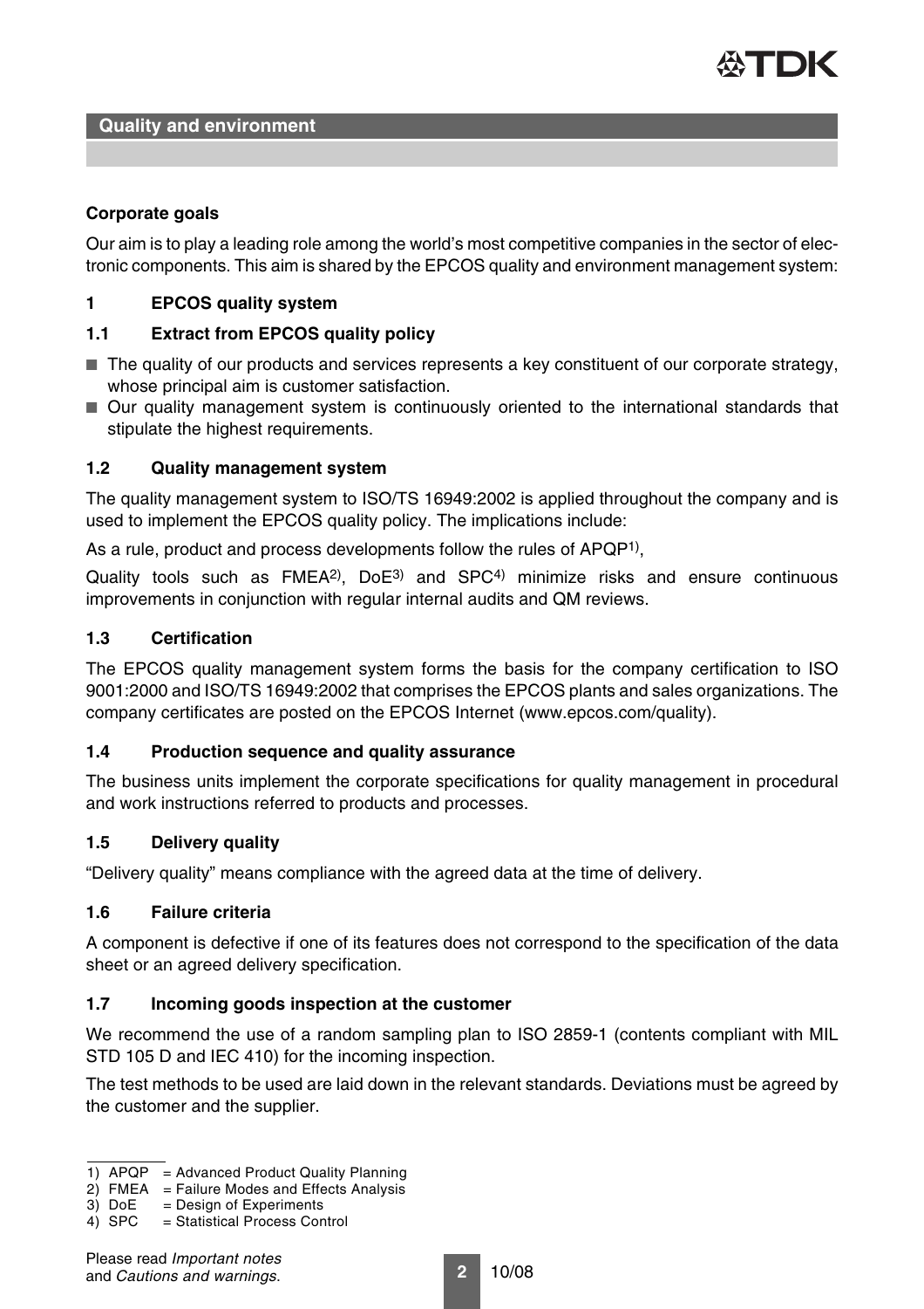## Quality and environment

### Corporate goals

Our aim is to play a leading role among the world's most competitive companies in the sector of electronic components. This aim is shared by the EPCOS quality and environment management system:

### 1 EPCOS quality system

#### 1.1 Extract from EPCOS quality policy

- The quality of our products and services represents a key constituent of our corporate strategy, whose principal aim is customer satisfaction.
- Our quality management system is continuously oriented to the international standards that stipulate the highest requirements.

#### 1.2 Quality management system

The quality management system to ISO/TS 16949:2002 is applied throughout the company and is used to implement the EPCOS quality policy. The implications include:

As a rule, product and process developments follow the rules of APQP[1],

Quality tools such as FMEA[2], DoE[3] and SPC[4] minimize risks and ensure continuous improvements in conjunction with regular internal audits and QM reviews.

#### 1.3 Certification

The EPCOS quality management system forms the basis for the company certification to ISO 9001:2000 and ISO/TS 16949:2002 that comprises the EPCOS plants and sales organizations. The company certificates are posted on the EPCOS Internet (www.epcos.com/quality).

#### 1.4 Production sequence and quality assurance

The business units implement the corporate specifications for quality management in procedural and work instructions referred to products and processes.

#### 1.5 Delivery quality

"Delivery quality" means compliance with the agreed data at the time of delivery.

#### 1.6 Failure criteria

A component is defective if one of its features does not correspond to the specification of the data sheet or an agreed delivery specification.

#### 1.7 Incoming goods inspection at the customer

We recommend the use of a random sampling plan to ISO 2859-1 (contents compliant with MIL STD 105 D and IEC 410) for the incoming inspection.

The test methods to be used are laid down in the relevant standards. Deviations must be agreed by the customer and the supplier.

---

1) APQP = Advanced Product Quality Planning
2) FMEA = Failure Modes and Effects Analysis
3) DoE = Design of Experiments
4) SPC = Statistical Process Control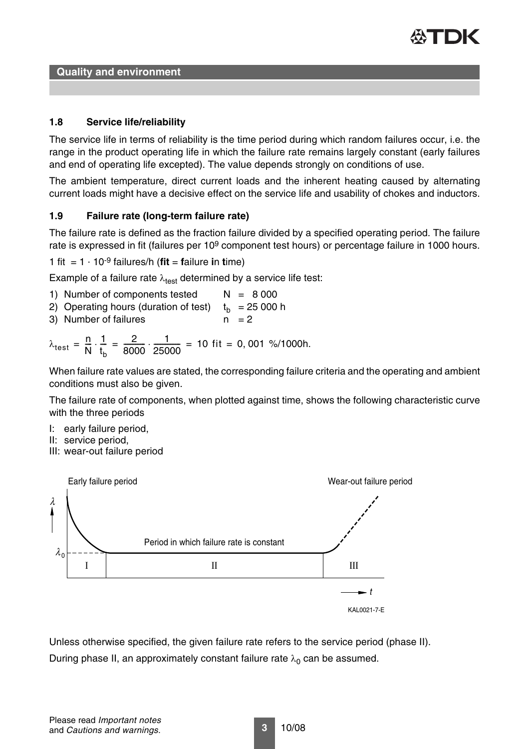## 1.8 Service life/reliability

The service life in terms of reliability is the time period during which random failures occur, i.e. the range in the product operating life in which the failure rate remains largely constant (early failures and end of operating life excepted). The value depends strongly on conditions of use.

The ambient temperature, direct current loads and the inherent heating caused by alternating current loads might have a decisive effect on the service life and usability of chokes and inductors.

## 1.9 Failure rate (long-term failure rate)

The failure rate is defined as the fraction failure divided by a specified operating period. The failure rate is expressed in fit (failures per $10^9$ component test hours) or percentage failure in 1000 hours.

1 fit $= 1 \cdot 10^{-9}$ failures/h (**fit** = **f**ailure **i**n **t**ime)

Example of a failure rate $\lambda_{test}$ determined by a service life test:

1) Number of components tested $N = 8\,000$
2) Operating hours (duration of test) $t_b = 25\,000$ h
3) Number of failures $n = 2$

$$\lambda_{test} = \frac{n}{N} \cdot \frac{1}{t_b} = \frac{2}{8000} \cdot \frac{1}{25000} = 10 \text{ fit} = 0,001 \text{ \%/1000h.}$$

When failure rate values are stated, the corresponding failure criteria and the operating and ambient conditions must also be given.

The failure rate of components, when plotted against time, shows the following characteristic curve with the three periods

I: early failure period,
II: service period,
III: wear-out failure period

Early failure period — Wear-out failure period — Period in which failure rate is constant — $\lambda$ — $\lambda_0$ — I — II — III — $t$

KAL0021-7-E

Unless otherwise specified, the given failure rate refers to the service period (phase II).

During phase II, an approximately constant failure rate $\lambda_0$ can be assumed.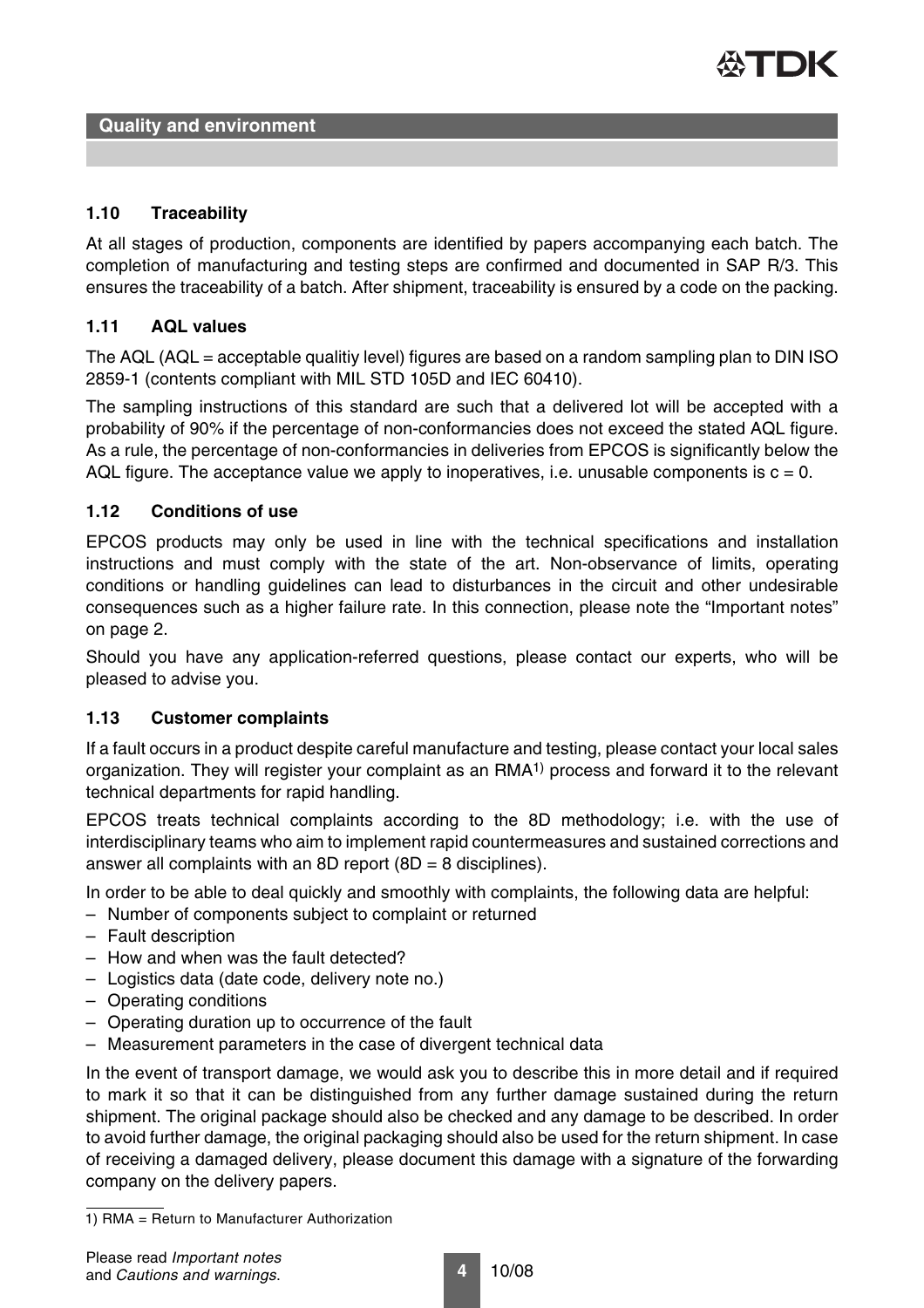## Quality and environment

### 1.10 Traceability

At all stages of production, components are identified by papers accompanying each batch. The completion of manufacturing and testing steps are confirmed and documented in SAP R/3. This ensures the traceability of a batch. After shipment, traceability is ensured by a code on the packing.

### 1.11 AQL values

The AQL (AQL = acceptable qualitiy level) figures are based on a random sampling plan to DIN ISO 2859-1 (contents compliant with MIL STD 105D and IEC 60410).

The sampling instructions of this standard are such that a delivered lot will be accepted with a probability of 90% if the percentage of non-conformancies does not exceed the stated AQL figure. As a rule, the percentage of non-conformancies in deliveries from EPCOS is significantly below the AQL figure. The acceptance value we apply to inoperatives, i.e. unusable components is $c = 0$.

### 1.12 Conditions of use

EPCOS products may only be used in line with the technical specifications and installation instructions and must comply with the state of the art. Non-observance of limits, operating conditions or handling guidelines can lead to disturbances in the circuit and other undesirable consequences such as a higher failure rate. In this connection, please note the "Important notes" on page 2.

Should you have any application-referred questions, please contact our experts, who will be pleased to advise you.

### 1.13 Customer complaints

If a fault occurs in a product despite careful manufacture and testing, please contact your local sales organization. They will register your complaint as an RMA[1)] process and forward it to the relevant technical departments for rapid handling.

EPCOS treats technical complaints according to the 8D methodology; i.e. with the use of interdisciplinary teams who aim to implement rapid countermeasures and sustained corrections and answer all complaints with an 8D report (8D = 8 disciplines).

In order to be able to deal quickly and smoothly with complaints, the following data are helpful:

- Number of components subject to complaint or returned
- Fault description
- How and when was the fault detected?
- Logistics data (date code, delivery note no.)
- Operating conditions
- Operating duration up to occurrence of the fault
- Measurement parameters in the case of divergent technical data

In the event of transport damage, we would ask you to describe this in more detail and if required to mark it so that it can be distinguished from any further damage sustained during the return shipment. The original package should also be checked and any damage to be described. In order to avoid further damage, the original packaging should also be used for the return shipment. In case of receiving a damaged delivery, please document this damage with a signature of the forwarding company on the delivery papers.

1) RMA = Return to Manufacturer Authorization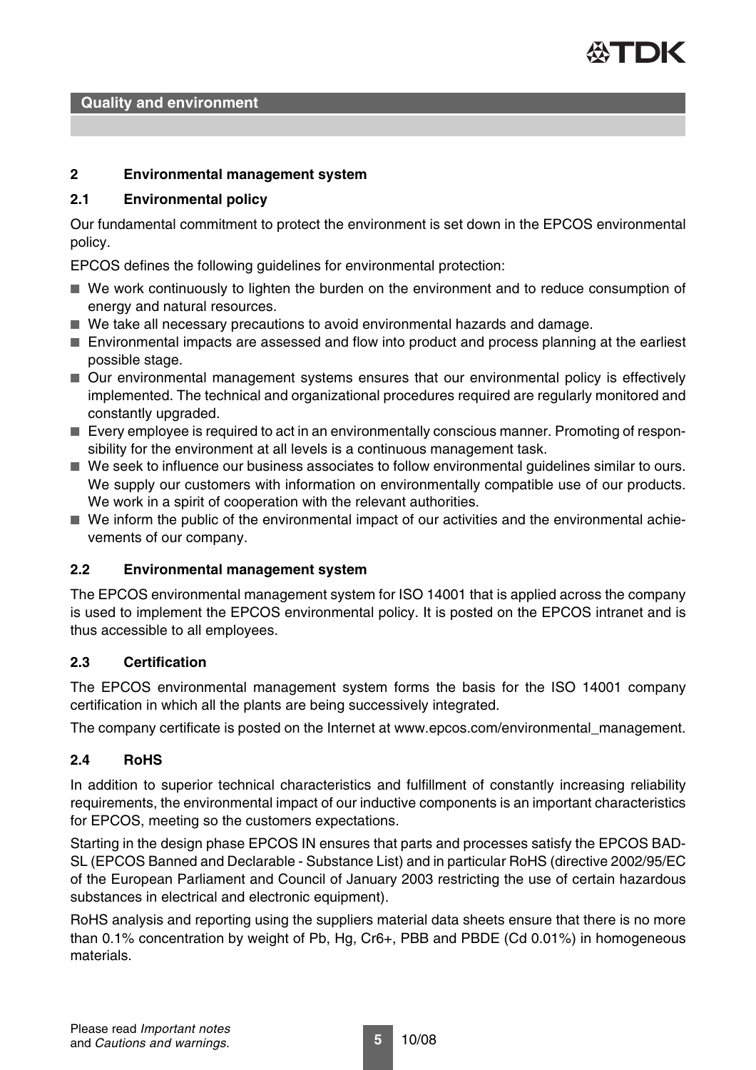## 2 Environmental management system

### 2.1 Environmental policy

Our fundamental commitment to protect the environment is set down in the EPCOS environmental policy.

EPCOS defines the following guidelines for environmental protection:

- We work continuously to lighten the burden on the environment and to reduce consumption of energy and natural resources.
- We take all necessary precautions to avoid environmental hazards and damage.
- Environmental impacts are assessed and flow into product and process planning at the earliest possible stage.
- Our environmental management systems ensures that our environmental policy is effectively implemented. The technical and organizational procedures required are regularly monitored and constantly upgraded.
- Every employee is required to act in an environmentally conscious manner. Promoting of responsibility for the environment at all levels is a continuous management task.
- We seek to influence our business associates to follow environmental guidelines similar to ours. We supply our customers with information on environmentally compatible use of our products. We work in a spirit of cooperation with the relevant authorities.
- We inform the public of the environmental impact of our activities and the environmental achievements of our company.

### 2.2 Environmental management system

The EPCOS environmental management system for ISO 14001 that is applied across the company is used to implement the EPCOS environmental policy. It is posted on the EPCOS intranet and is thus accessible to all employees.

### 2.3 Certification

The EPCOS environmental management system forms the basis for the ISO 14001 company certification in which all the plants are being successively integrated.

The company certificate is posted on the Internet at www.epcos.com/environmental_management.

### 2.4 RoHS

In addition to superior technical characteristics and fulfillment of constantly increasing reliability requirements, the environmental impact of our inductive components is an important characteristics for EPCOS, meeting so the customers expectations.

Starting in the design phase EPCOS IN ensures that parts and processes satisfy the EPCOS BAD-SL (EPCOS Banned and Declarable - Substance List) and in particular RoHS (directive 2002/95/EC of the European Parliament and Council of January 2003 restricting the use of certain hazardous substances in electrical and electronic equipment).

RoHS analysis and reporting using the suppliers material data sheets ensure that there is no more than 0.1% concentration by weight of Pb, Hg, $Cr6+$, PBB and PBDE (Cd 0.01%) in homogeneous materials.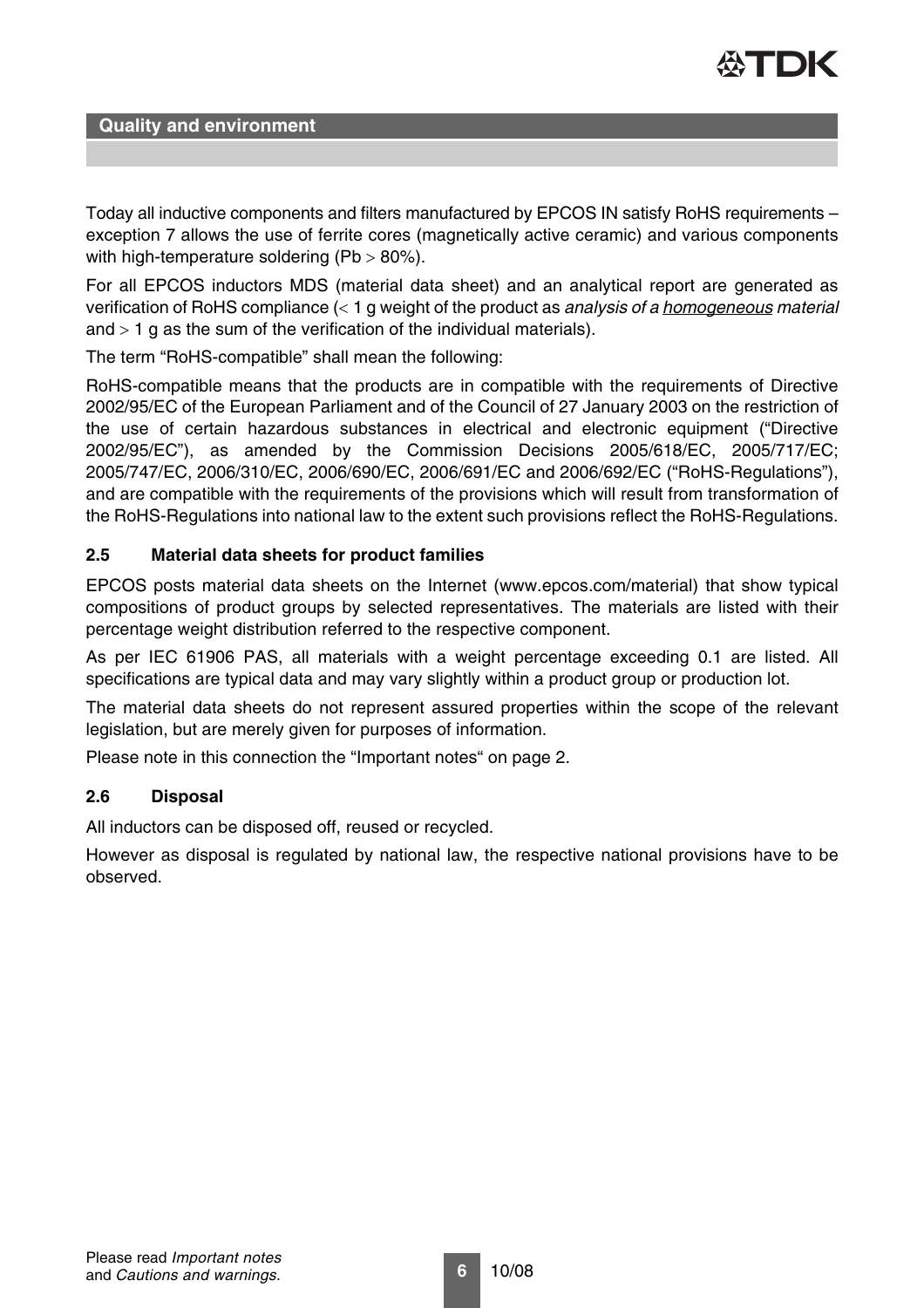## Quality and environment

Today all inductive components and filters manufactured by EPCOS IN satisfy RoHS requirements – exception 7 allows the use of ferrite cores (magnetically active ceramic) and various components with high-temperature soldering (Pb > 80%).

For all EPCOS inductors MDS (material data sheet) and an analytical report are generated as verification of RoHS compliance (< 1 g weight of the product as *analysis of a homogeneous material* and > 1 g as the sum of the verification of the individual materials).

The term "RoHS-compatible" shall mean the following:

RoHS-compatible means that the products are in compatible with the requirements of Directive 2002/95/EC of the European Parliament and of the Council of 27 January 2003 on the restriction of the use of certain hazardous substances in electrical and electronic equipment ("Directive 2002/95/EC"), as amended by the Commission Decisions 2005/618/EC, 2005/717/EC; 2005/747/EC, 2006/310/EC, 2006/690/EC, 2006/691/EC and 2006/692/EC ("RoHS-Regulations"), and are compatible with the requirements of the provisions which will result from transformation of the RoHS-Regulations into national law to the extent such provisions reflect the RoHS-Regulations.

### 2.5 Material data sheets for product families

EPCOS posts material data sheets on the Internet (www.epcos.com/material) that show typical compositions of product groups by selected representatives. The materials are listed with their percentage weight distribution referred to the respective component.

As per IEC 61906 PAS, all materials with a weight percentage exceeding 0.1 are listed. All specifications are typical data and may vary slightly within a product group or production lot.

The material data sheets do not represent assured properties within the scope of the relevant legislation, but are merely given for purposes of information.

Please note in this connection the "Important notes" on page 2.

### 2.6 Disposal

All inductors can be disposed off, reused or recycled.

However as disposal is regulated by national law, the respective national provisions have to be observed.